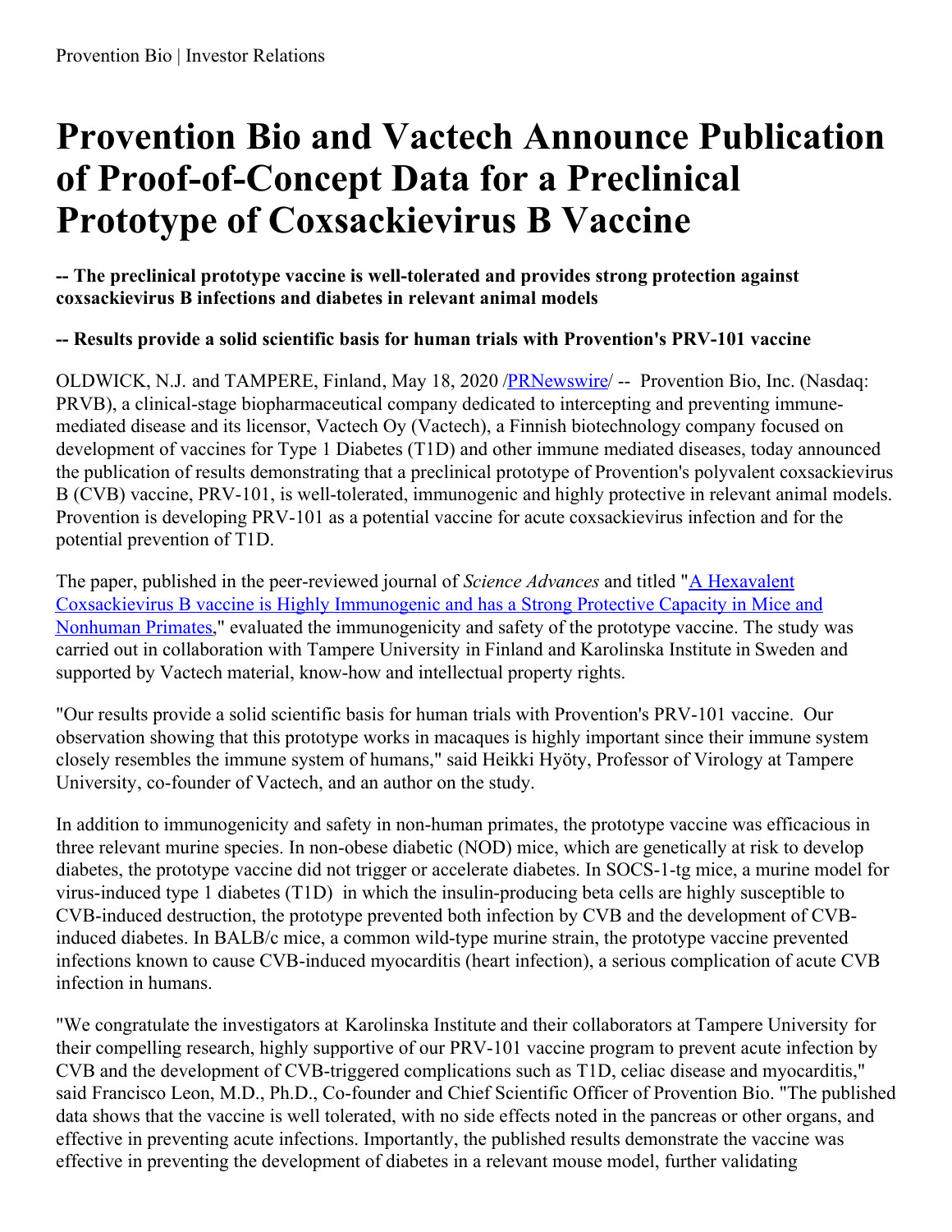# Provention Bio and Vactech Announce Publication of Proof-of-Concept Data for a Preclinical Prototype of Coxsackievirus B Vaccine

**-- The preclinical prototype vaccine is well-tolerated and provides strong protection against coxsackievirus B infections and diabetes in relevant animal models**

**-- Results provide a solid scientific basis for human trials with Provention's PRV-101 vaccine**

OLDWICK, N.J. and TAMPERE, Finland, May 18, 2020 /PRNewswire/ -- Provention Bio, Inc. (Nasdaq: PRVB), a clinical-stage biopharmaceutical company dedicated to intercepting and preventing immune-mediated disease and its licensor, Vactech Oy (Vactech), a Finnish biotechnology company focused on development of vaccines for Type 1 Diabetes (T1D) and other immune mediated diseases, today announced the publication of results demonstrating that a preclinical prototype of Provention's polyvalent coxsackievirus B (CVB) vaccine, PRV-101, is well-tolerated, immunogenic and highly protective in relevant animal models. Provention is developing PRV-101 as a potential vaccine for acute coxsackievirus infection and for the potential prevention of T1D.

The paper, published in the peer-reviewed journal of *Science Advances* and titled "A Hexavalent Coxsackievirus B vaccine is Highly Immunogenic and has a Strong Protective Capacity in Mice and Nonhuman Primates," evaluated the immunogenicity and safety of the prototype vaccine. The study was carried out in collaboration with Tampere University in Finland and Karolinska Institute in Sweden and supported by Vactech material, know-how and intellectual property rights.

"Our results provide a solid scientific basis for human trials with Provention's PRV-101 vaccine. Our observation showing that this prototype works in macaques is highly important since their immune system closely resembles the immune system of humans," said Heikki Hyöty, Professor of Virology at Tampere University, co-founder of Vactech, and an author on the study.

In addition to immunogenicity and safety in non-human primates, the prototype vaccine was efficacious in three relevant murine species. In non-obese diabetic (NOD) mice, which are genetically at risk to develop diabetes, the prototype vaccine did not trigger or accelerate diabetes. In SOCS-1-tg mice, a murine model for virus-induced type 1 diabetes (T1D) in which the insulin-producing beta cells are highly susceptible to CVB-induced destruction, the prototype prevented both infection by CVB and the development of CVB-induced diabetes. In BALB/c mice, a common wild-type murine strain, the prototype vaccine prevented infections known to cause CVB-induced myocarditis (heart infection), a serious complication of acute CVB infection in humans.

"We congratulate the investigators at Karolinska Institute and their collaborators at Tampere University for their compelling research, highly supportive of our PRV-101 vaccine program to prevent acute infection by CVB and the development of CVB-triggered complications such as T1D, celiac disease and myocarditis," said Francisco Leon, M.D., Ph.D., Co-founder and Chief Scientific Officer of Provention Bio. "The published data shows that the vaccine is well tolerated, with no side effects noted in the pancreas or other organs, and effective in preventing acute infections. Importantly, the published results demonstrate the vaccine was effective in preventing the development of diabetes in a relevant mouse model, further validating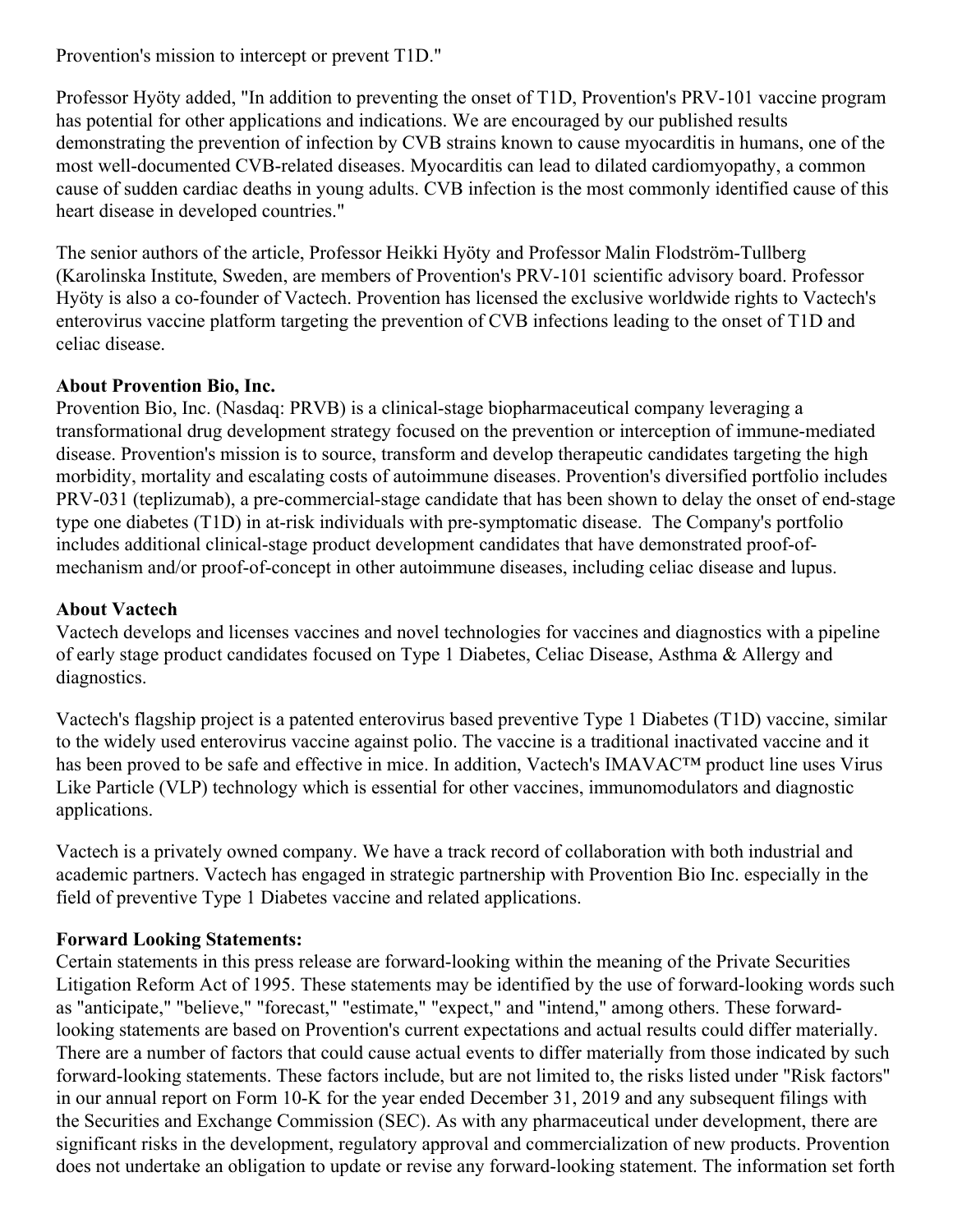Provention's mission to intercept or prevent T1D."

Professor Hyöty added, "In addition to preventing the onset of T1D, Provention's PRV-101 vaccine program has potential for other applications and indications. We are encouraged by our published results demonstrating the prevention of infection by CVB strains known to cause myocarditis in humans, one of the most well-documented CVB-related diseases. Myocarditis can lead to dilated cardiomyopathy, a common cause of sudden cardiac deaths in young adults. CVB infection is the most commonly identified cause of this heart disease in developed countries."

The senior authors of the article, Professor Heikki Hyöty and Professor Malin Flodström-Tullberg (Karolinska Institute, Sweden, are members of Provention's PRV-101 scientific advisory board. Professor Hyöty is also a co-founder of Vactech. Provention has licensed the exclusive worldwide rights to Vactech's enterovirus vaccine platform targeting the prevention of CVB infections leading to the onset of T1D and celiac disease.

**About Provention Bio, Inc.**
Provention Bio, Inc. (Nasdaq: PRVB) is a clinical-stage biopharmaceutical company leveraging a transformational drug development strategy focused on the prevention or interception of immune-mediated disease. Provention's mission is to source, transform and develop therapeutic candidates targeting the high morbidity, mortality and escalating costs of autoimmune diseases. Provention's diversified portfolio includes PRV-031 (teplizumab), a pre-commercial-stage candidate that has been shown to delay the onset of end-stage type one diabetes (T1D) in at-risk individuals with pre-symptomatic disease. The Company's portfolio includes additional clinical-stage product development candidates that have demonstrated proof-of-mechanism and/or proof-of-concept in other autoimmune diseases, including celiac disease and lupus.

**About Vactech**
Vactech develops and licenses vaccines and novel technologies for vaccines and diagnostics with a pipeline of early stage product candidates focused on Type 1 Diabetes, Celiac Disease, Asthma & Allergy and diagnostics.

Vactech's flagship project is a patented enterovirus based preventive Type 1 Diabetes (T1D) vaccine, similar to the widely used enterovirus vaccine against polio. The vaccine is a traditional inactivated vaccine and it has been proved to be safe and effective in mice. In addition, Vactech's IMAVAC™ product line uses Virus Like Particle (VLP) technology which is essential for other vaccines, immunomodulators and diagnostic applications.

Vactech is a privately owned company. We have a track record of collaboration with both industrial and academic partners. Vactech has engaged in strategic partnership with Provention Bio Inc. especially in the field of preventive Type 1 Diabetes vaccine and related applications.

**Forward Looking Statements:**
Certain statements in this press release are forward-looking within the meaning of the Private Securities Litigation Reform Act of 1995. These statements may be identified by the use of forward-looking words such as "anticipate," "believe," "forecast," "estimate," "expect," and "intend," among others. These forward-looking statements are based on Provention's current expectations and actual results could differ materially. There are a number of factors that could cause actual events to differ materially from those indicated by such forward-looking statements. These factors include, but are not limited to, the risks listed under "Risk factors" in our annual report on Form 10-K for the year ended December 31, 2019 and any subsequent filings with the Securities and Exchange Commission (SEC). As with any pharmaceutical under development, there are significant risks in the development, regulatory approval and commercialization of new products. Provention does not undertake an obligation to update or revise any forward-looking statement. The information set forth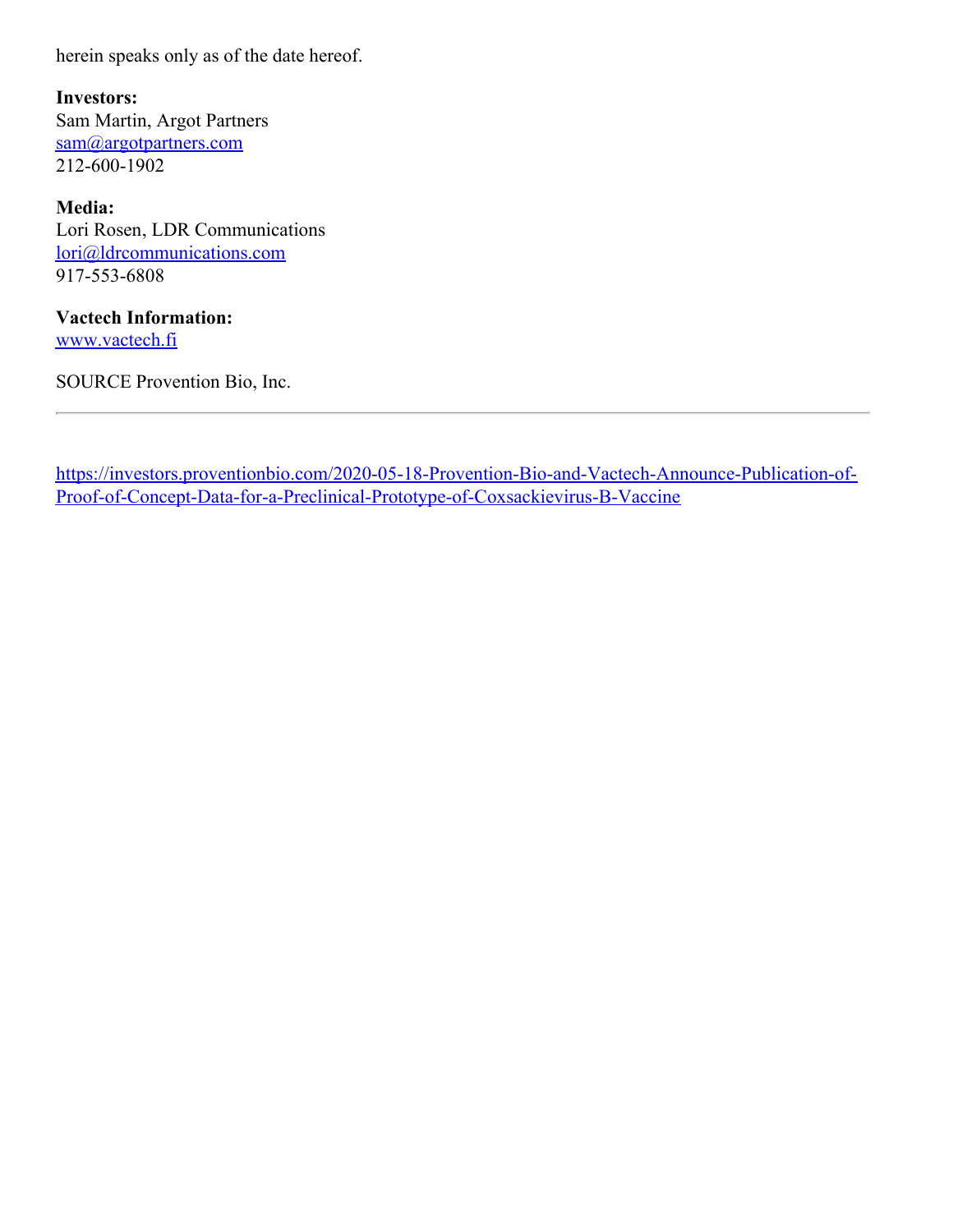herein speaks only as of the date hereof.

**Investors:**
Sam Martin, Argot Partners
sam@argotpartners.com
212-600-1902

**Media:**
Lori Rosen, LDR Communications
lori@ldrcommunications.com
917-553-6808

**Vactech Information:**
www.vactech.fi

SOURCE Provention Bio, Inc.

---

https://investors.proventionbio.com/2020-05-18-Provention-Bio-and-Vactech-Announce-Publication-of-Proof-of-Concept-Data-for-a-Preclinical-Prototype-of-Coxsackievirus-B-Vaccine